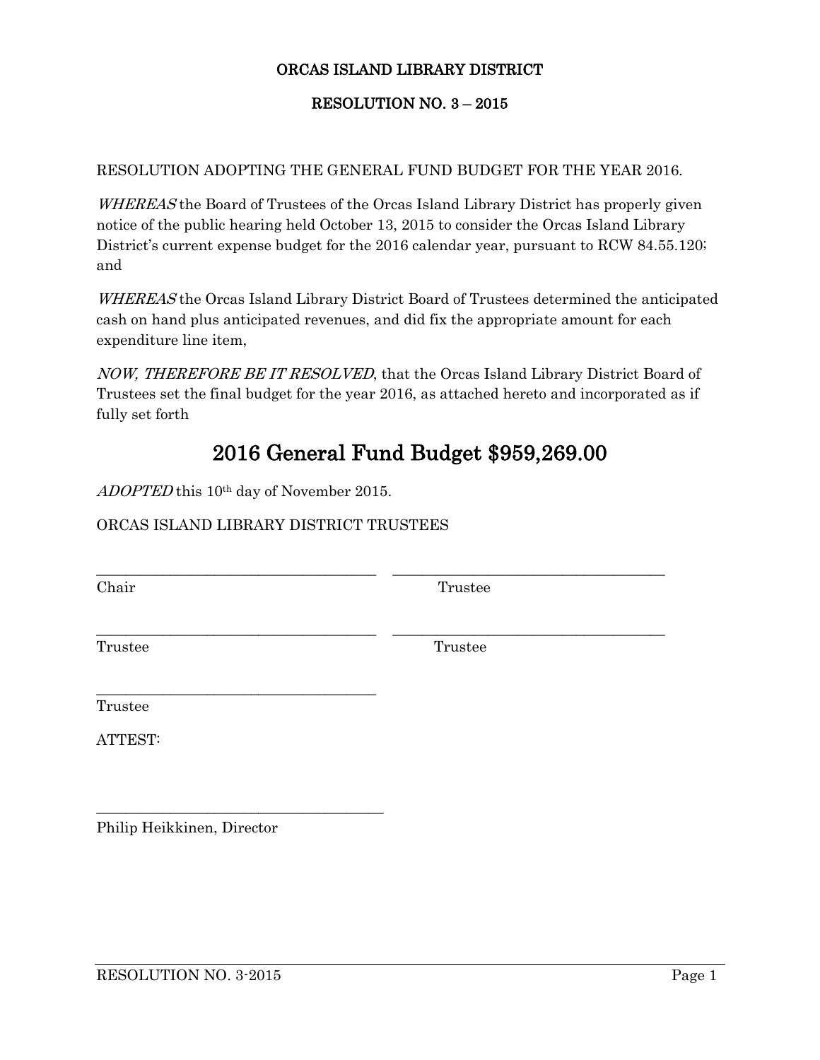# ORCAS ISLAND LIBRARY DISTRICT

## RESOLUTION NO. 3 – 2015

RESOLUTION ADOPTING THE GENERAL FUND BUDGET FOR THE YEAR 2016.

*WHEREAS* the Board of Trustees of the Orcas Island Library District has properly given notice of the public hearing held October 13, 2015 to consider the Orcas Island Library District's current expense budget for the 2016 calendar year, pursuant to RCW 84.55.120; and

*WHEREAS* the Orcas Island Library District Board of Trustees determined the anticipated cash on hand plus anticipated revenues, and did fix the appropriate amount for each expenditure line item,

*NOW, THEREFORE BE IT RESOLVED*, that the Orcas Island Library District Board of Trustees set the final budget for the year 2016, as attached hereto and incorporated as if fully set forth

# 2016 General Fund Budget $959,269.00

*ADOPTED* this 10th day of November 2015.

ORCAS ISLAND LIBRARY DISTRICT TRUSTEES

______________________________________ ______________________________________
Chair Trustee

______________________________________ ______________________________________
Trustee Trustee

______________________________________
Trustee

ATTEST:

______________________________________
Philip Heikkinen, Director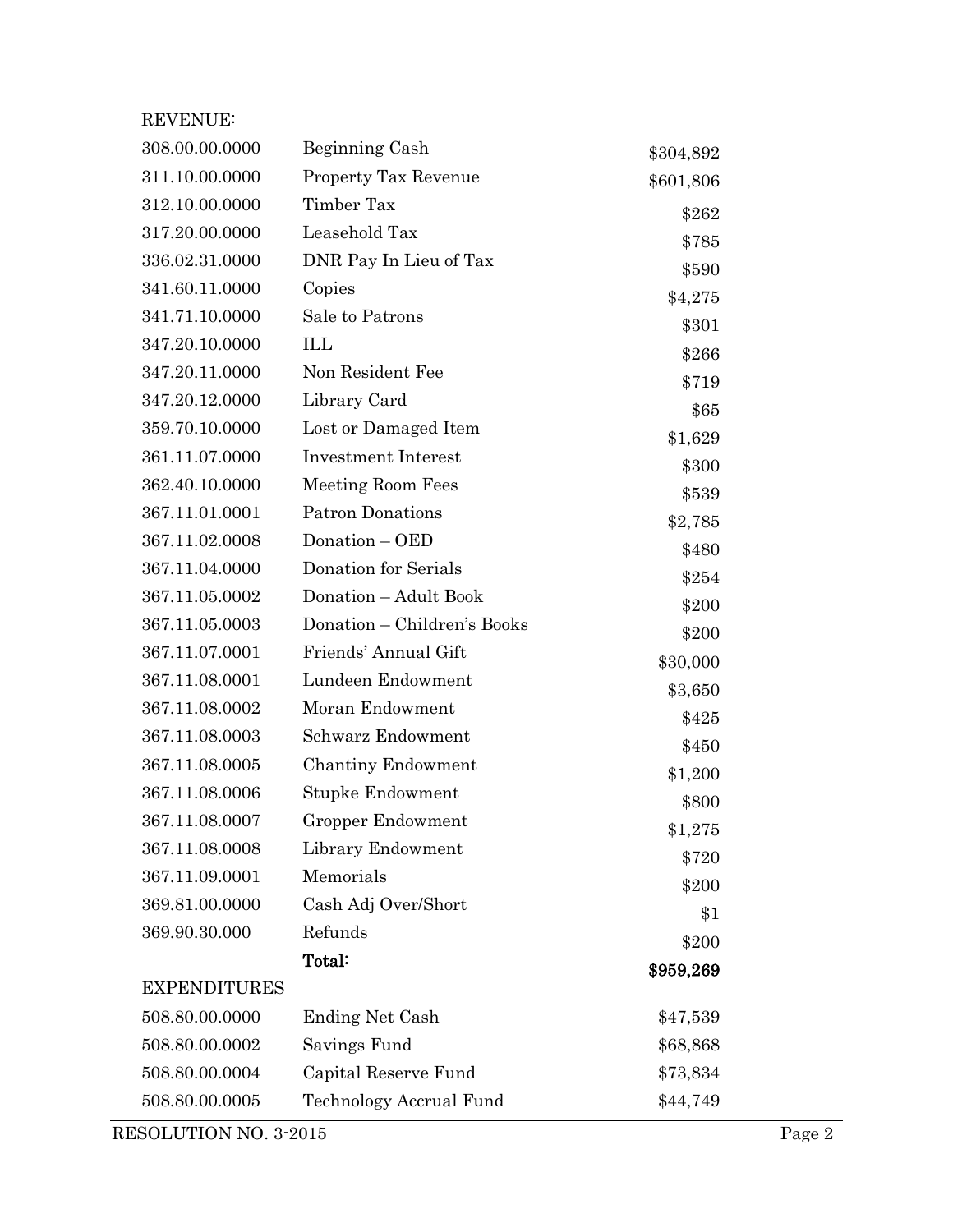REVENUE:

| | | |
|---|---|---|
| 308.00.00.0000 | Beginning Cash | $304,892 |
| 311.10.00.0000 | Property Tax Revenue | $601,806 |
| 312.10.00.0000 | Timber Tax | $262 |
| 317.20.00.0000 | Leasehold Tax | $785 |
| 336.02.31.0000 | DNR Pay In Lieu of Tax | $590 |
| 341.60.11.0000 | Copies | $4,275 |
| 341.71.10.0000 | Sale to Patrons | $301 |
| 347.20.10.0000 | ILL | $266 |
| 347.20.11.0000 | Non Resident Fee | $719 |
| 347.20.12.0000 | Library Card | $65 |
| 359.70.10.0000 | Lost or Damaged Item | $1,629 |
| 361.11.07.0000 | Investment Interest | $300 |
| 362.40.10.0000 | Meeting Room Fees | $539 |
| 367.11.01.0001 | Patron Donations | $2,785 |
| 367.11.02.0008 | Donation – OED | $480 |
| 367.11.04.0000 | Donation for Serials | $254 |
| 367.11.05.0002 | Donation – Adult Book | $200 |
| 367.11.05.0003 | Donation – Children's Books | $200 |
| 367.11.07.0001 | Friends' Annual Gift | $30,000 |
| 367.11.08.0001 | Lundeen Endowment | $3,650 |
| 367.11.08.0002 | Moran Endowment | $425 |
| 367.11.08.0003 | Schwarz Endowment | $450 |
| 367.11.08.0005 | Chantiny Endowment | $1,200 |
| 367.11.08.0006 | Stupke Endowment | $800 |
| 367.11.08.0007 | Gropper Endowment | $1,275 |
| 367.11.08.0008 | Library Endowment | $720 |
| 367.11.09.0001 | Memorials | $200 |
| 369.81.00.0000 | Cash Adj Over/Short | $1 |
| 369.90.30.000 | Refunds | $200 |
| | **Total:** | **$959,269** |

EXPENDITURES

| | | |
|---|---|---|
| 508.80.00.0000 | Ending Net Cash | $47,539 |
| 508.80.00.0002 | Savings Fund | $68,868 |
| 508.80.00.0004 | Capital Reserve Fund | $73,834 |
| 508.80.00.0005 | Technology Accrual Fund | $44,749 |

RESOLUTION NO. 3-2015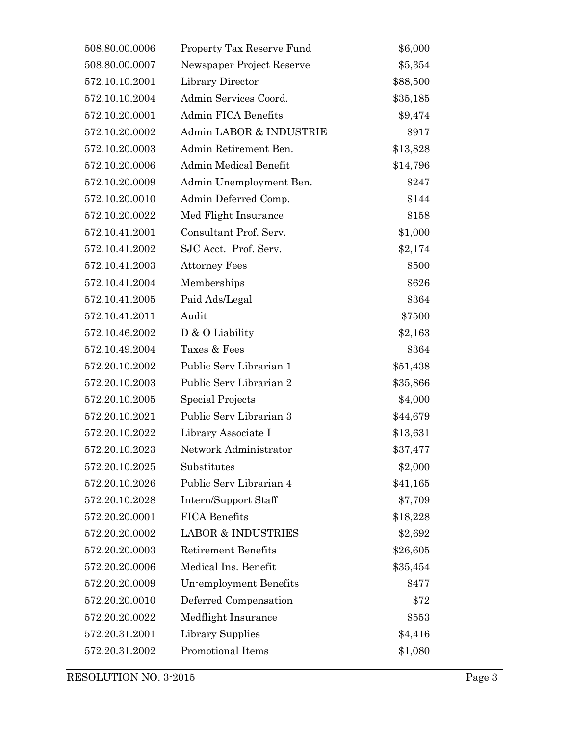| | | |
|---|---|---|
| 508.80.00.0006 | Property Tax Reserve Fund | $6,000 |
| 508.80.00.0007 | Newspaper Project Reserve | $5,354 |
| 572.10.10.2001 | Library Director | $88,500 |
| 572.10.10.2004 | Admin Services Coord. | $35,185 |
| 572.10.20.0001 | Admin FICA Benefits | $9,474 |
| 572.10.20.0002 | Admin LABOR & INDUSTRIE | $917 |
| 572.10.20.0003 | Admin Retirement Ben. | $13,828 |
| 572.10.20.0006 | Admin Medical Benefit | $14,796 |
| 572.10.20.0009 | Admin Unemployment Ben. | $247 |
| 572.10.20.0010 | Admin Deferred Comp. | $144 |
| 572.10.20.0022 | Med Flight Insurance | $158 |
| 572.10.41.2001 | Consultant Prof. Serv. | $1,000 |
| 572.10.41.2002 | SJC Acct. Prof. Serv. | $2,174 |
| 572.10.41.2003 | Attorney Fees | $500 |
| 572.10.41.2004 | Memberships | $626 |
| 572.10.41.2005 | Paid Ads/Legal | $364 |
| 572.10.41.2011 | Audit | $7500 |
| 572.10.46.2002 | D & O Liability | $2,163 |
| 572.10.49.2004 | Taxes & Fees | $364 |
| 572.20.10.2002 | Public Serv Librarian 1 | $51,438 |
| 572.20.10.2003 | Public Serv Librarian 2 | $35,866 |
| 572.20.10.2005 | Special Projects | $4,000 |
| 572.20.10.2021 | Public Serv Librarian 3 | $44,679 |
| 572.20.10.2022 | Library Associate I | $13,631 |
| 572.20.10.2023 | Network Administrator | $37,477 |
| 572.20.10.2025 | Substitutes | $2,000 |
| 572.20.10.2026 | Public Serv Librarian 4 | $41,165 |
| 572.20.10.2028 | Intern/Support Staff | $7,709 |
| 572.20.20.0001 | FICA Benefits | $18,228 |
| 572.20.20.0002 | LABOR & INDUSTRIES | $2,692 |
| 572.20.20.0003 | Retirement Benefits | $26,605 |
| 572.20.20.0006 | Medical Ins. Benefit | $35,454 |
| 572.20.20.0009 | Un-employment Benefits | $477 |
| 572.20.20.0010 | Deferred Compensation | $72 |
| 572.20.20.0022 | Medflight Insurance | $553 |
| 572.20.31.2001 | Library Supplies | $4,416 |
| 572.20.31.2002 | Promotional Items | $1,080 |

RESOLUTION NO. 3-2015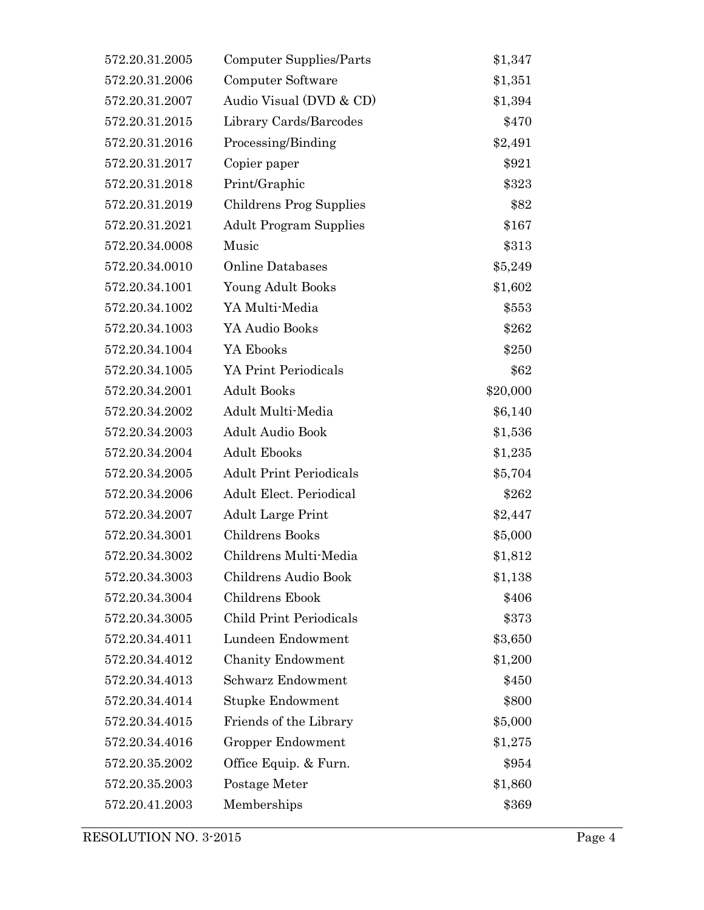| | | |
|---|---|---|
| 572.20.31.2005 | Computer Supplies/Parts | $1,347 |
| 572.20.31.2006 | Computer Software | $1,351 |
| 572.20.31.2007 | Audio Visual (DVD & CD) | $1,394 |
| 572.20.31.2015 | Library Cards/Barcodes | $470 |
| 572.20.31.2016 | Processing/Binding | $2,491 |
| 572.20.31.2017 | Copier paper | $921 |
| 572.20.31.2018 | Print/Graphic | $323 |
| 572.20.31.2019 | Childrens Prog Supplies | $82 |
| 572.20.31.2021 | Adult Program Supplies | $167 |
| 572.20.34.0008 | Music | $313 |
| 572.20.34.0010 | Online Databases | $5,249 |
| 572.20.34.1001 | Young Adult Books | $1,602 |
| 572.20.34.1002 | YA Multi-Media | $553 |
| 572.20.34.1003 | YA Audio Books | $262 |
| 572.20.34.1004 | YA Ebooks | $250 |
| 572.20.34.1005 | YA Print Periodicals | $62 |
| 572.20.34.2001 | Adult Books | $20,000 |
| 572.20.34.2002 | Adult Multi-Media | $6,140 |
| 572.20.34.2003 | Adult Audio Book | $1,536 |
| 572.20.34.2004 | Adult Ebooks | $1,235 |
| 572.20.34.2005 | Adult Print Periodicals | $5,704 |
| 572.20.34.2006 | Adult Elect. Periodical | $262 |
| 572.20.34.2007 | Adult Large Print | $2,447 |
| 572.20.34.3001 | Childrens Books | $5,000 |
| 572.20.34.3002 | Childrens Multi-Media | $1,812 |
| 572.20.34.3003 | Childrens Audio Book | $1,138 |
| 572.20.34.3004 | Childrens Ebook | $406 |
| 572.20.34.3005 | Child Print Periodicals | $373 |
| 572.20.34.4011 | Lundeen Endowment | $3,650 |
| 572.20.34.4012 | Chanity Endowment | $1,200 |
| 572.20.34.4013 | Schwarz Endowment | $450 |
| 572.20.34.4014 | Stupke Endowment | $800 |
| 572.20.34.4015 | Friends of the Library | $5,000 |
| 572.20.34.4016 | Gropper Endowment | $1,275 |
| 572.20.35.2002 | Office Equip. & Furn. | $954 |
| 572.20.35.2003 | Postage Meter | $1,860 |
| 572.20.41.2003 | Memberships | $369 |

RESOLUTION NO. 3-2015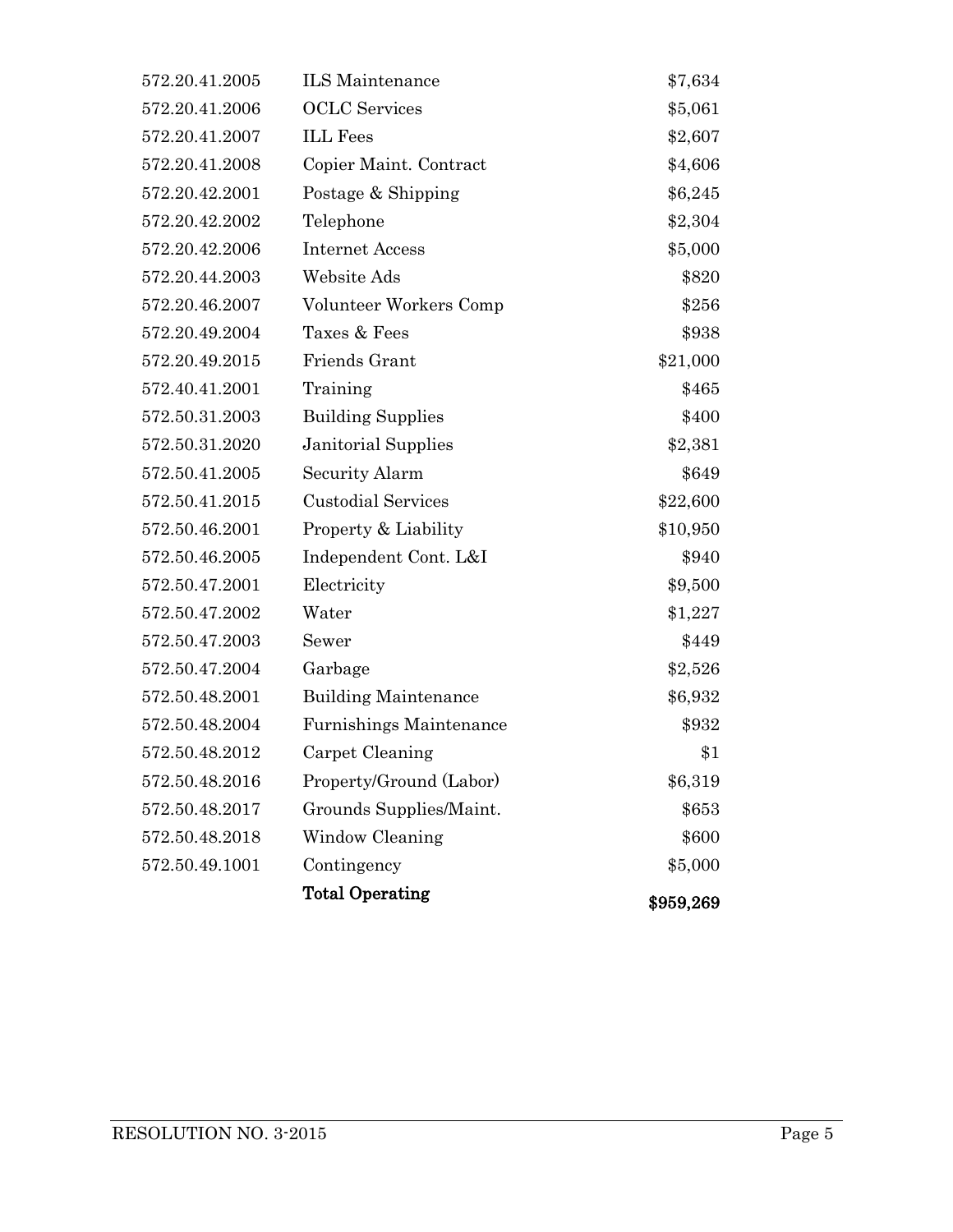| | | |
|---|---|---|
| 572.20.41.2005 | ILS Maintenance | $7,634 |
| 572.20.41.2006 | OCLC Services | $5,061 |
| 572.20.41.2007 | ILL Fees | $2,607 |
| 572.20.41.2008 | Copier Maint. Contract | $4,606 |
| 572.20.42.2001 | Postage & Shipping | $6,245 |
| 572.20.42.2002 | Telephone | $2,304 |
| 572.20.42.2006 | Internet Access | $5,000 |
| 572.20.44.2003 | Website Ads | $820 |
| 572.20.46.2007 | Volunteer Workers Comp | $256 |
| 572.20.49.2004 | Taxes & Fees | $938 |
| 572.20.49.2015 | Friends Grant | $21,000 |
| 572.40.41.2001 | Training | $465 |
| 572.50.31.2003 | Building Supplies | $400 |
| 572.50.31.2020 | Janitorial Supplies | $2,381 |
| 572.50.41.2005 | Security Alarm | $649 |
| 572.50.41.2015 | Custodial Services | $22,600 |
| 572.50.46.2001 | Property & Liability | $10,950 |
| 572.50.46.2005 | Independent Cont. L&I | $940 |
| 572.50.47.2001 | Electricity | $9,500 |
| 572.50.47.2002 | Water | $1,227 |
| 572.50.47.2003 | Sewer | $449 |
| 572.50.47.2004 | Garbage | $2,526 |
| 572.50.48.2001 | Building Maintenance | $6,932 |
| 572.50.48.2004 | Furnishings Maintenance | $932 |
| 572.50.48.2012 | Carpet Cleaning | $1 |
| 572.50.48.2016 | Property/Ground (Labor) | $6,319 |
| 572.50.48.2017 | Grounds Supplies/Maint. | $653 |
| 572.50.48.2018 | Window Cleaning | $600 |
| 572.50.49.1001 | Contingency | $5,000 |
| | **Total Operating** | **$959,269** |

RESOLUTION NO. 3-2015